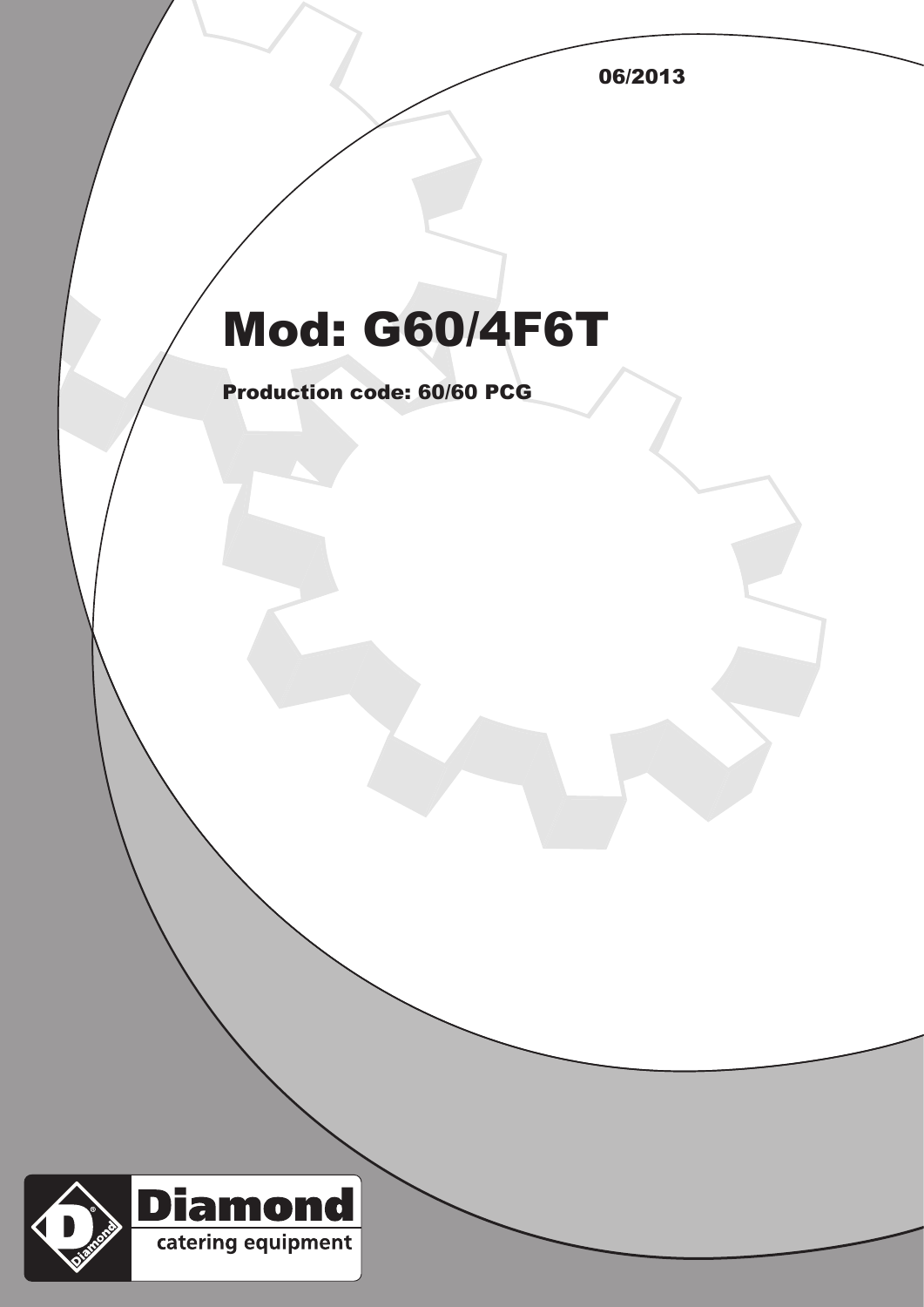06/2013

# Mod: G60/4F6T

**Production code: 60/60 PCG**

Diamond
catering equipment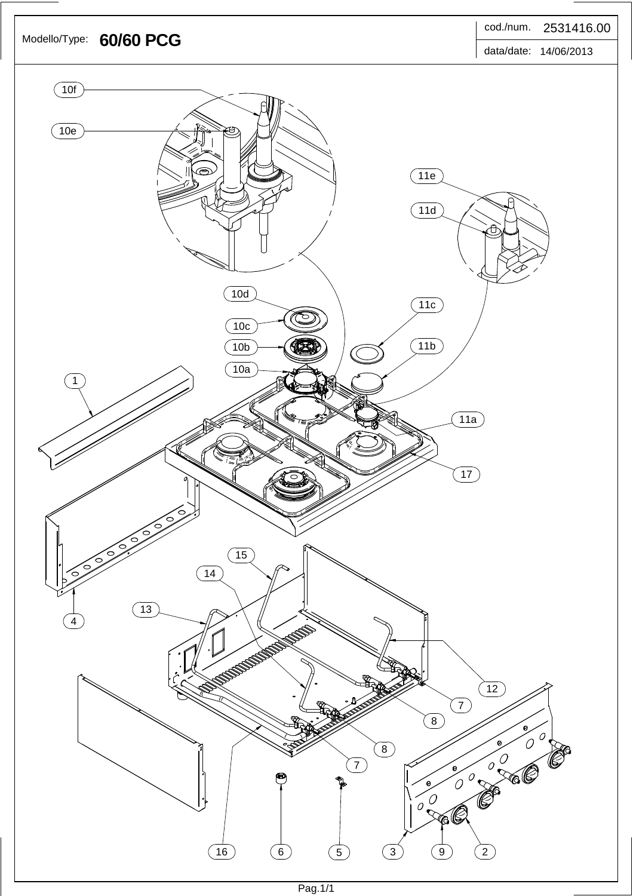Modello/Type: **60/60 PCG**

cod./num. 2531416.00

data/date: 14/06/2013

10f
10e
11e
11d
10d
10c
11c
10b
11b
10a
1
11a
17
15
14
13
4
12
7
8
8
7
16
6
5
3
9
2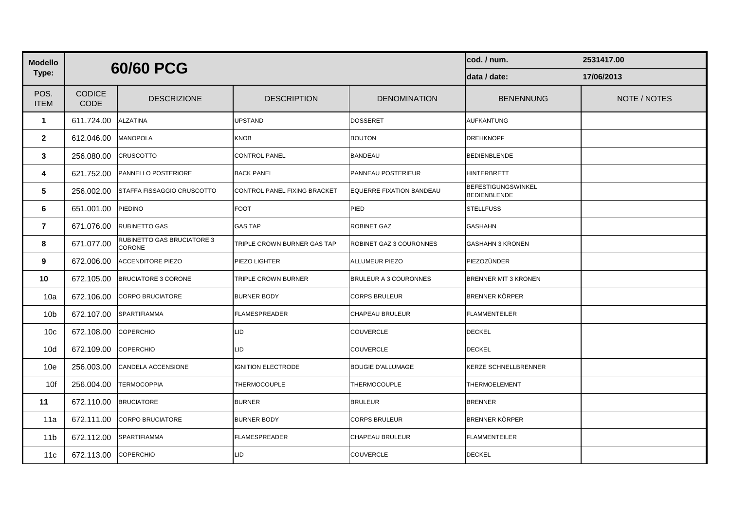| Modello Type: | 60/60 PCG | | | | cod. / num. | 2531417.00 |
|---|---|---|---|---|---|---|
| | | | | | data / date: | 17/06/2013 |
| POS. ITEM | CODICE CODE | DESCRIZIONE | DESCRIPTION | DENOMINATION | BENENNUNG | NOTE / NOTES |
| **1** | 611.724.00 | ALZATINA | UPSTAND | DOSSERET | AUFKANTUNG | |
| **2** | 612.046.00 | MANOPOLA | KNOB | BOUTON | DREHKNOPF | |
| **3** | 256.080.00 | CRUSCOTTO | CONTROL PANEL | BANDEAU | BEDIENBLENDE | |
| **4** | 621.752.00 | PANNELLO POSTERIORE | BACK PANEL | PANNEAU POSTERIEUR | HINTERBRETT | |
| **5** | 256.002.00 | STAFFA FISSAGGIO CRUSCOTTO | CONTROL PANEL FIXING BRACKET | EQUERRE FIXATION BANDEAU | BEFESTIGUNGSWINKEL BEDIENBLENDE | |
| **6** | 651.001.00 | PIEDINO | FOOT | PIED | STELLFUSS | |
| **7** | 671.076.00 | RUBINETTO GAS | GAS TAP | ROBINET GAZ | GASHAHN | |
| **8** | 671.077.00 | RUBINETTO GAS BRUCIATORE 3 CORONE | TRIPLE CROWN BURNER GAS TAP | ROBINET GAZ 3 COURONNES | GASHAHN 3 KRONEN | |
| **9** | 672.006.00 | ACCENDITORE PIEZO | PIEZO LIGHTER | ALLUMEUR PIEZO | PIEZOZÜNDER | |
| **10** | 672.105.00 | BRUCIATORE 3 CORONE | TRIPLE CROWN BURNER | BRULEUR A 3 COURONNES | BRENNER MIT 3 KRONEN | |
| 10a | 672.106.00 | CORPO BRUCIATORE | BURNER BODY | CORPS BRULEUR | BRENNER KÖRPER | |
| 10b | 672.107.00 | SPARTIFIAMMA | FLAMESPREADER | CHAPEAU BRULEUR | FLAMMENTEILER | |
| 10c | 672.108.00 | COPERCHIO | LID | COUVERCLE | DECKEL | |
| 10d | 672.109.00 | COPERCHIO | LID | COUVERCLE | DECKEL | |
| 10e | 256.003.00 | CANDELA ACCENSIONE | IGNITION ELECTRODE | BOUGIE D'ALLUMAGE | KERZE SCHNELLBRENNER | |
| 10f | 256.004.00 | TERMOCOPPIA | THERMOCOUPLE | THERMOCOUPLE | THERMOELEMENT | |
| **11** | 672.110.00 | BRUCIATORE | BURNER | BRULEUR | BRENNER | |
| 11a | 672.111.00 | CORPO BRUCIATORE | BURNER BODY | CORPS BRULEUR | BRENNER KÖRPER | |
| 11b | 672.112.00 | SPARTIFIAMMA | FLAMESPREADER | CHAPEAU BRULEUR | FLAMMENTEILER | |
| 11c | 672.113.00 | COPERCHIO | LID | COUVERCLE | DECKEL | |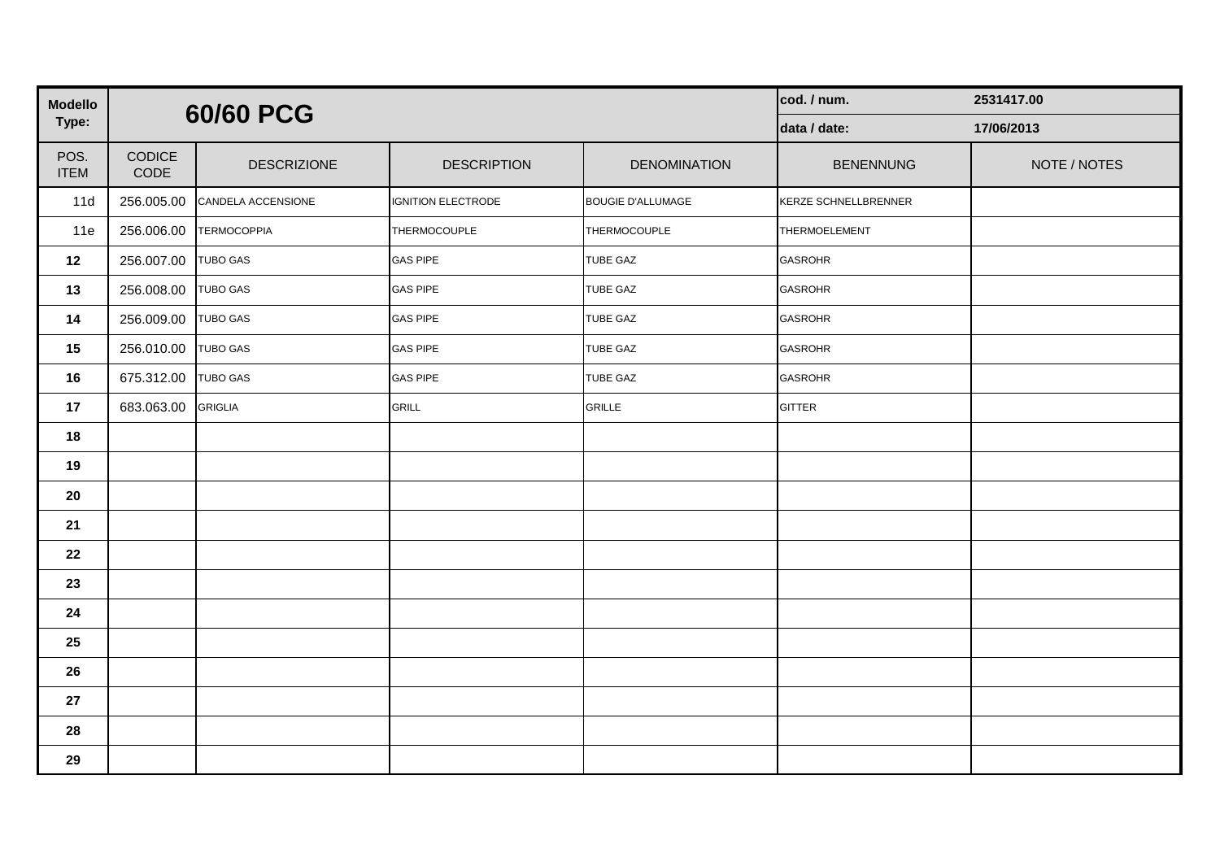| Modello Type: | 60/60 PCG | | | | cod. / num. | 2531417.00 |
|---|---|---|---|---|---|---|
| | | | | | data / date: | 17/06/2013 |
| POS. ITEM | CODICE CODE | DESCRIZIONE | DESCRIPTION | DENOMINATION | BENENNUNG | NOTE / NOTES |
| 11d | 256.005.00 | CANDELA ACCENSIONE | IGNITION ELECTRODE | BOUGIE D'ALLUMAGE | KERZE SCHNELLBRENNER | |
| 11e | 256.006.00 | TERMOCOPPIA | THERMOCOUPLE | THERMOCOUPLE | THERMOELEMENT | |
| 12 | 256.007.00 | TUBO GAS | GAS PIPE | TUBE GAZ | GASROHR | |
| 13 | 256.008.00 | TUBO GAS | GAS PIPE | TUBE GAZ | GASROHR | |
| 14 | 256.009.00 | TUBO GAS | GAS PIPE | TUBE GAZ | GASROHR | |
| 15 | 256.010.00 | TUBO GAS | GAS PIPE | TUBE GAZ | GASROHR | |
| 16 | 675.312.00 | TUBO GAS | GAS PIPE | TUBE GAZ | GASROHR | |
| 17 | 683.063.00 | GRIGLIA | GRILL | GRILLE | GITTER | |
| 18 | | | | | | |
| 19 | | | | | | |
| 20 | | | | | | |
| 21 | | | | | | |
| 22 | | | | | | |
| 23 | | | | | | |
| 24 | | | | | | |
| 25 | | | | | | |
| 26 | | | | | | |
| 27 | | | | | | |
| 28 | | | | | | |
| 29 | | | | | | |